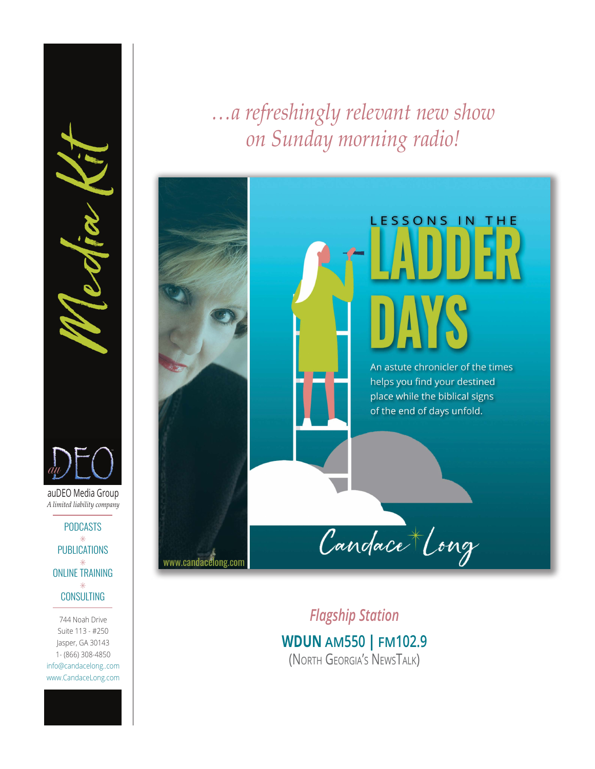# Media Kit

auDEO

auDEO Media Group
*A limited liability company*

PODCASTS
✳
PUBLICATIONS
✳
ONLINE TRAINING
✳
CONSULTING

744 Noah Drive
Suite 113 - #250
Jasper, GA 30143
1- (866) 308-4850
info@candacelong..com
www.CandaceLong.com

*…a refreshingly relevant new show on Sunday morning radio!*

LESSONS IN THE

# LADDER DAYS

An astute chronicler of the times helps you find your destined place while the biblical signs of the end of days unfold.

Candace Long

www.candacelong.com

*Flagship Station*

**WDUN AM550 | FM102.9**
(North Georgia's NewsTalk)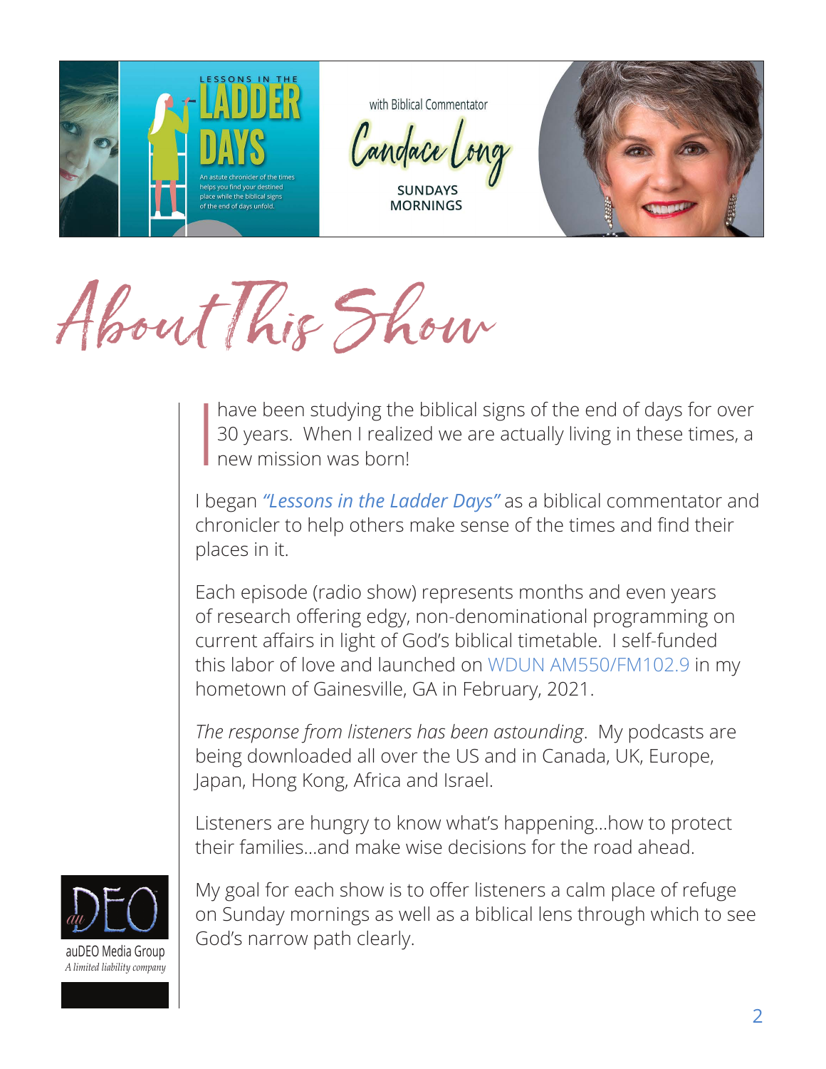LESSONS IN THE

LADDER DAYS

An astute chronicler of the times helps you find your destined place while the biblical signs of the end of days unfold.

with Biblical Commentator

Candace Long

SUNDAYS MORNINGS

# About This Show

I have been studying the biblical signs of the end of days for over 30 years. When I realized we are actually living in these times, a new mission was born!

I began *"Lessons in the Ladder Days"* as a biblical commentator and chronicler to help others make sense of the times and find their places in it.

Each episode (radio show) represents months and even years of research offering edgy, non-denominational programming on current affairs in light of God's biblical timetable. I self-funded this labor of love and launched on WDUN AM550/FM102.9 in my hometown of Gainesville, GA in February, 2021.

*The response from listeners has been astounding*. My podcasts are being downloaded all over the US and in Canada, UK, Europe, Japan, Hong Kong, Africa and Israel.

Listeners are hungry to know what's happening...how to protect their families...and make wise decisions for the road ahead.

My goal for each show is to offer listeners a calm place of refuge on Sunday mornings as well as a biblical lens through which to see God's narrow path clearly.

auDEO Media Group
*A limited liability company*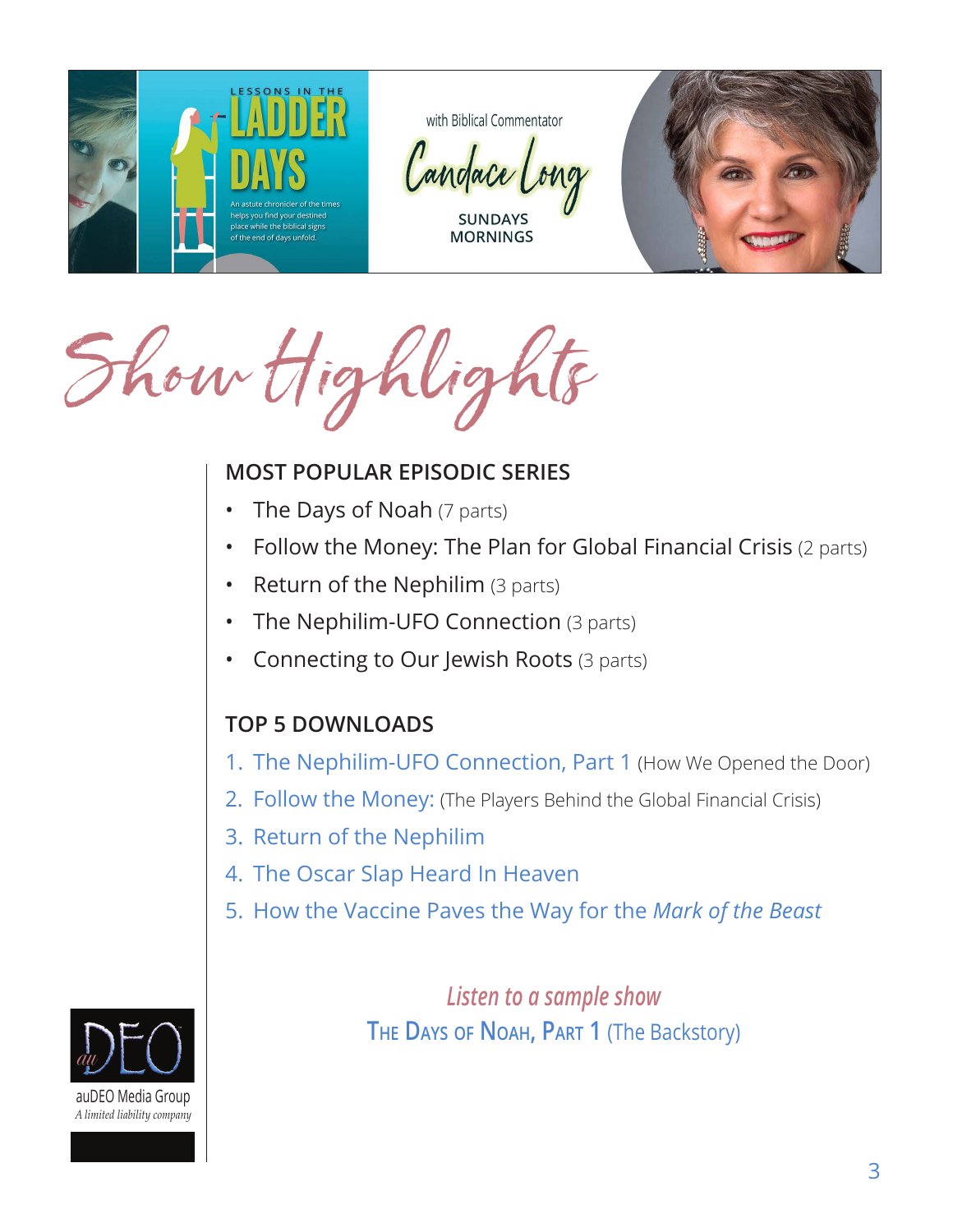LESSONS IN THE **LADDER DAYS**

An astute chronicler of the times helps you find your destined place while the biblical signs of the end of days unfold.

with Biblical Commentator

**Candace Long**

SUNDAYS MORNINGS

# Show Highlights

## MOST POPULAR EPISODIC SERIES

- The Days of Noah (7 parts)
- Follow the Money: The Plan for Global Financial Crisis (2 parts)
- Return of the Nephilim (3 parts)
- The Nephilim-UFO Connection (3 parts)
- Connecting to Our Jewish Roots (3 parts)

## TOP 5 DOWNLOADS

1. The Nephilim-UFO Connection, Part 1 (How We Opened the Door)
2. Follow the Money: (The Players Behind the Global Financial Crisis)
3. Return of the Nephilim
4. The Oscar Slap Heard In Heaven
5. How the Vaccine Paves the Way for the *Mark of the Beast*

*Listen to a sample show*

The Days of Noah, Part 1 (The Backstory)

auDEO Media Group

*A limited liability company*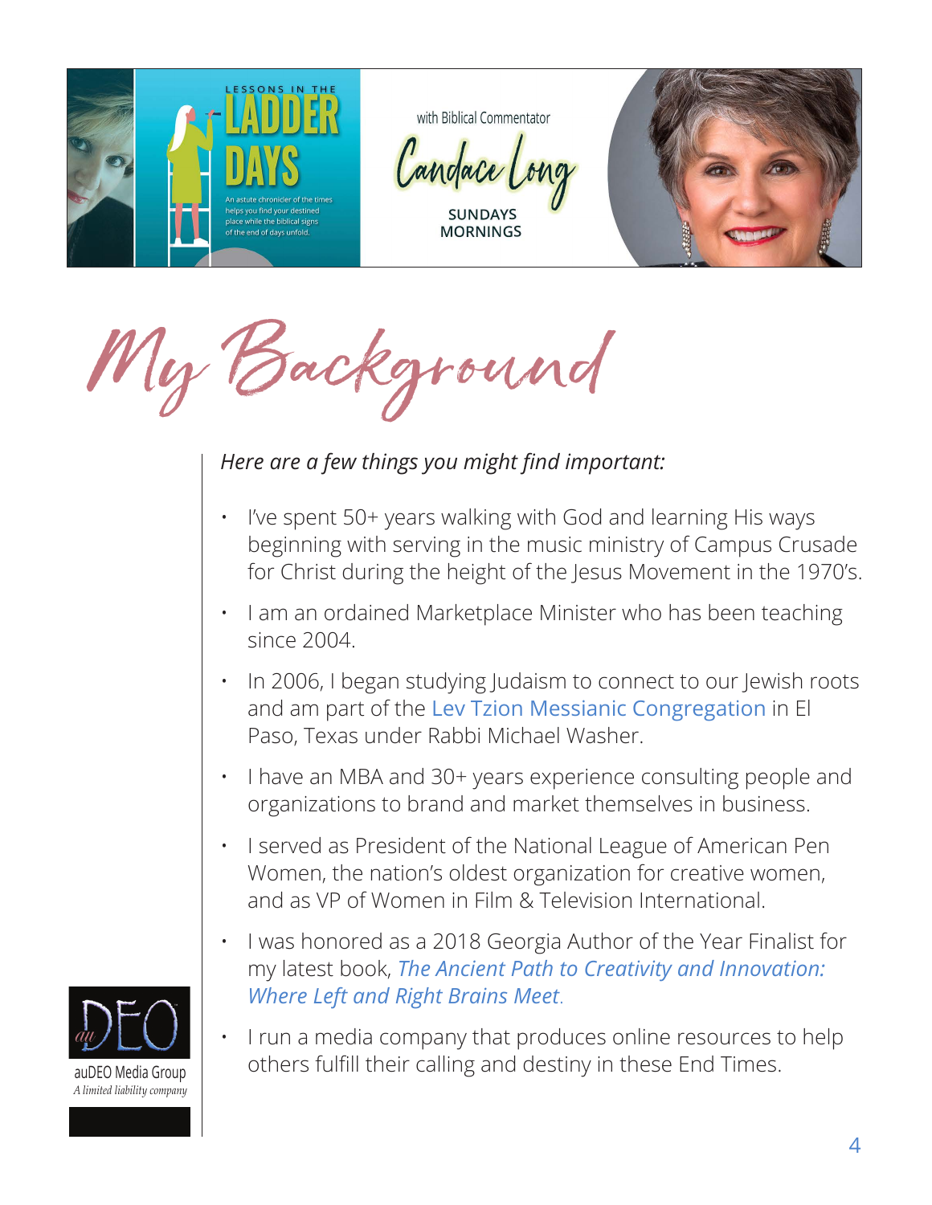LESSONS IN THE **LADDER DAYS**

An astute chronicler of the times helps you find your destined place while the biblical signs of the end of days unfold.

with Biblical Commentator

Candace Long

SUNDAYS MORNINGS

# My Background

*Here are a few things you might find important:*

- I've spent 50+ years walking with God and learning His ways beginning with serving in the music ministry of Campus Crusade for Christ during the height of the Jesus Movement in the 1970's.
- I am an ordained Marketplace Minister who has been teaching since 2004.
- In 2006, I began studying Judaism to connect to our Jewish roots and am part of the Lev Tzion Messianic Congregation in El Paso, Texas under Rabbi Michael Washer.
- I have an MBA and 30+ years experience consulting people and organizations to brand and market themselves in business.
- I served as President of the National League of American Pen Women, the nation's oldest organization for creative women, and as VP of Women in Film & Television International.
- I was honored as a 2018 Georgia Author of the Year Finalist for my latest book, *The Ancient Path to Creativity and Innovation: Where Left and Right Brains Meet*.
- I run a media company that produces online resources to help others fulfill their calling and destiny in these End Times.

auDEO Media Group
*A limited liability company*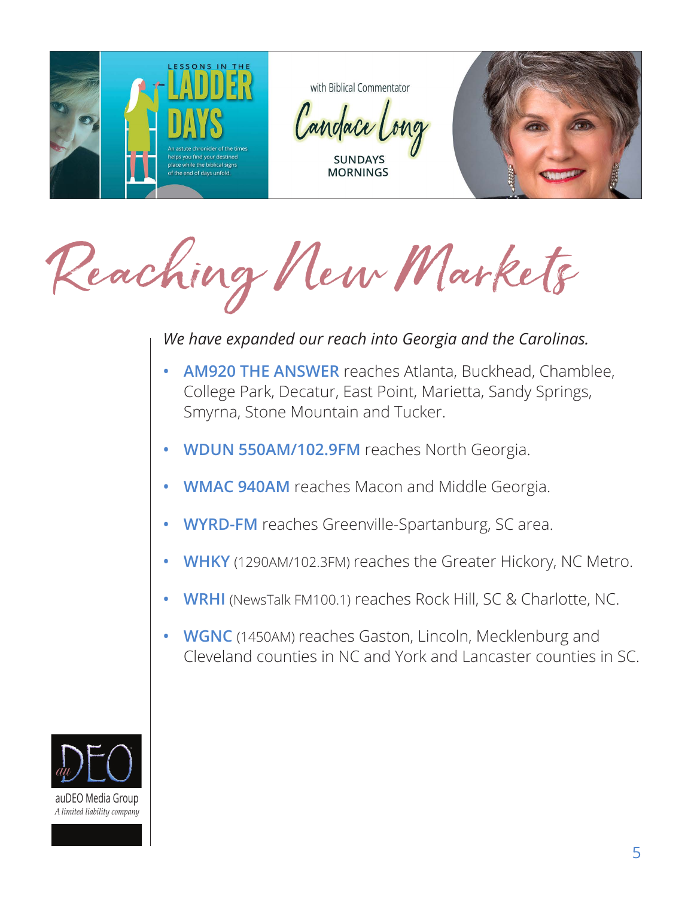LESSONS IN THE **LADDER DAYS**

An astute chronicler of the times helps you find your destined place while the biblical signs of the end of days unfold.

with Biblical Commentator

Candace Long

SUNDAYS MORNINGS

# Reaching New Markets

*We have expanded our reach into Georgia and the Carolinas.*

- **AM920 THE ANSWER** reaches Atlanta, Buckhead, Chamblee, College Park, Decatur, East Point, Marietta, Sandy Springs, Smyrna, Stone Mountain and Tucker.
- **WDUN 550AM/102.9FM** reaches North Georgia.
- **WMAC 940AM** reaches Macon and Middle Georgia.
- **WYRD-FM** reaches Greenville-Spartanburg, SC area.
- **WHKY** (1290AM/102.3FM) reaches the Greater Hickory, NC Metro.
- **WRHI** (NewsTalk FM100.1) reaches Rock Hill, SC & Charlotte, NC.
- **WGNC** (1450AM) reaches Gaston, Lincoln, Mecklenburg and Cleveland counties in NC and York and Lancaster counties in SC.

auDEO Media Group
*A limited liability company*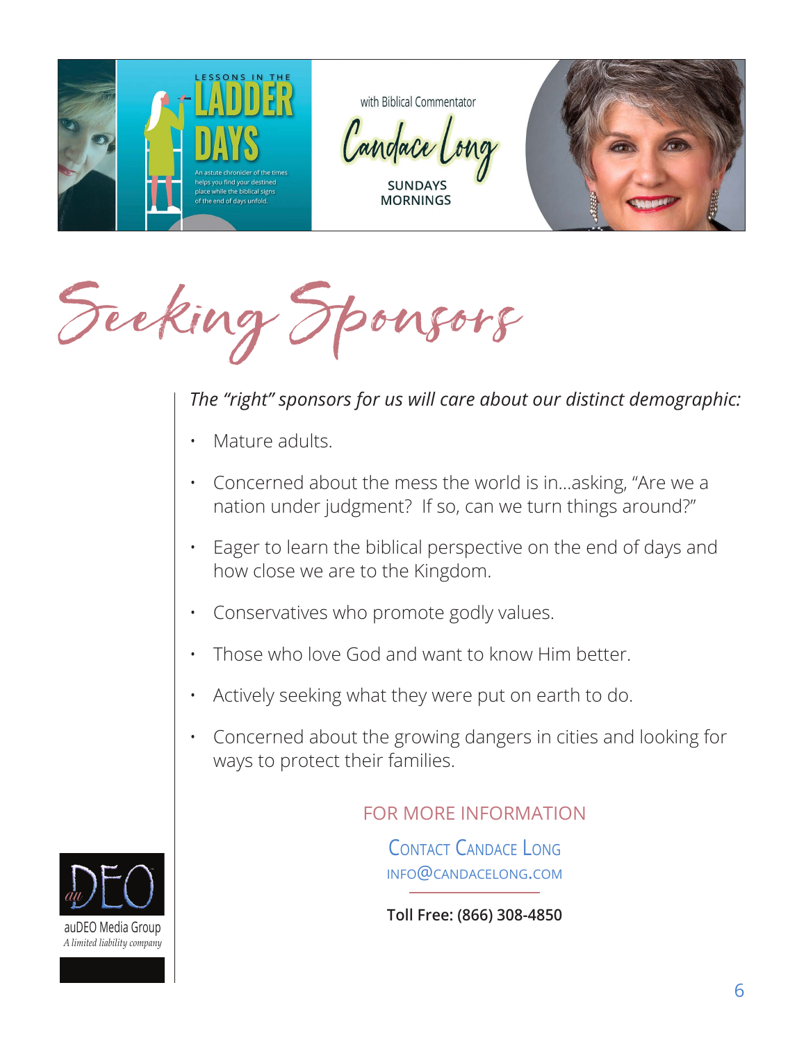LESSONS IN THE **LADDER DAYS**

An astute chronicler of the times helps you find your destined place while the biblical signs of the end of days unfold.

with Biblical Commentator

Candace Long

SUNDAYS MORNINGS

# Seeking Sponsors

*The "right" sponsors for us will care about our distinct demographic:*

- Mature adults.
- Concerned about the mess the world is in...asking, "Are we a nation under judgment? If so, can we turn things around?"
- Eager to learn the biblical perspective on the end of days and how close we are to the Kingdom.
- Conservatives who promote godly values.
- Those who love God and want to know Him better.
- Actively seeking what they were put on earth to do.
- Concerned about the growing dangers in cities and looking for ways to protect their families.

FOR MORE INFORMATION

CONTACT CANDACE LONG

INFO@CANDACELONG.COM

**Toll Free: (866) 308-4850**

auDEO Media Group

*A limited liability company*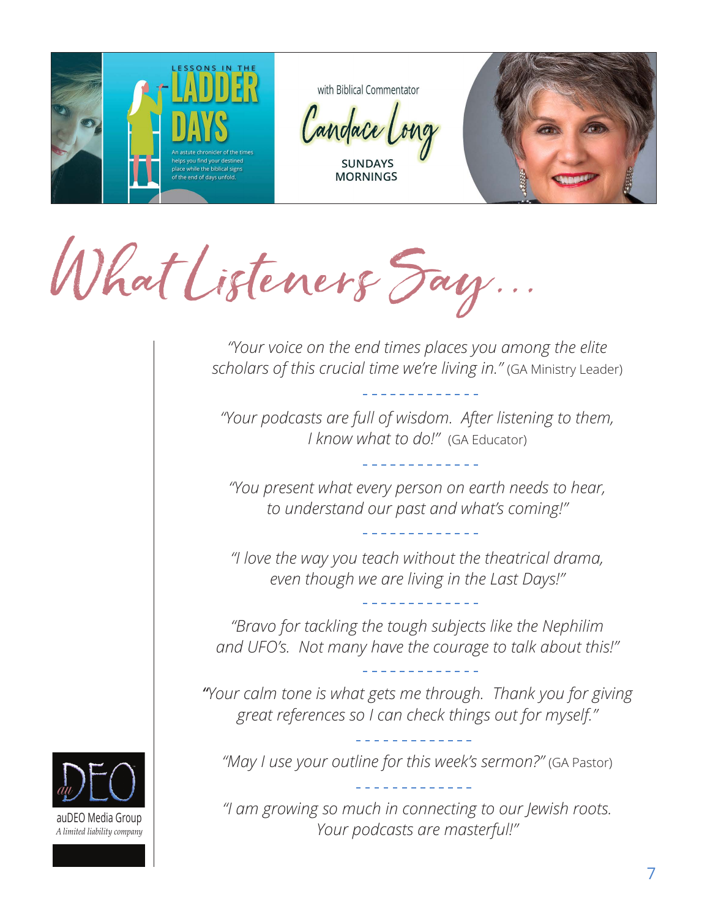LESSONS IN THE **LADDER DAYS**

An astute chronicler of the times helps you find your destined place while the biblical signs of the end of days unfold.

with Biblical Commentator

**Candace Long**

SUNDAYS MORNINGS

# What Listeners Say...

*"Your voice on the end times places you among the elite scholars of this crucial time we're living in."* (GA Ministry Leader)

- - - - - - - - - - - - -

*"Your podcasts are full of wisdom. After listening to them, I know what to do!"* (GA Educator)

- - - - - - - - - - - - -

*"You present what every person on earth needs to hear, to understand our past and what's coming!"*

- - - - - - - - - - - - -

*"I love the way you teach without the theatrical drama, even though we are living in the Last Days!"*

- - - - - - - - - - - - -

*"Bravo for tackling the tough subjects like the Nephilim and UFO's. Not many have the courage to talk about this!"*

- - - - - - - - - - - - -

*"Your calm tone is what gets me through. Thank you for giving great references so I can check things out for myself."*

- - - - - - - - - - - - -

*"May I use your outline for this week's sermon?"* (GA Pastor)

- - - - - - - - - - - - -

*"I am growing so much in connecting to our Jewish roots. Your podcasts are masterful!"*

auDEO Media Group
*A limited liability company*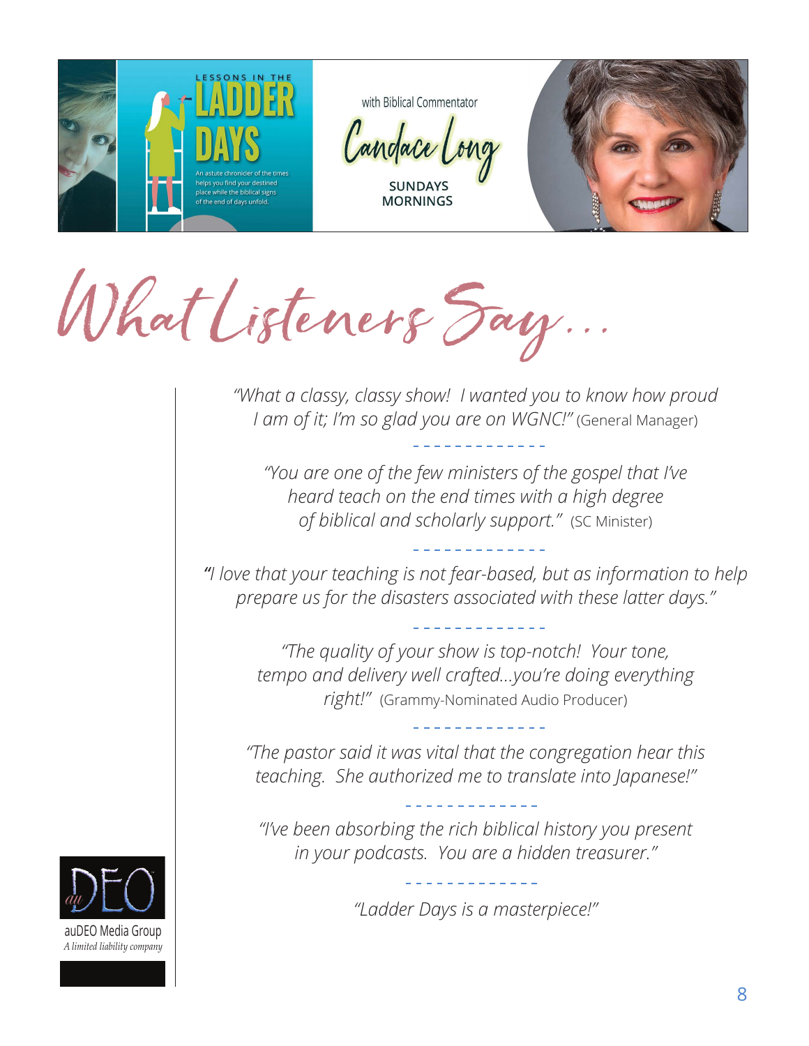LESSONS IN THE

LADDER DAYS

An astute chronicler of the times helps you find your destined place while the biblical signs of the end of days unfold.

with Biblical Commentator

Candace Long

SUNDAYS MORNINGS

# What Listeners Say...

*"What a classy, classy show! I wanted you to know how proud I am of it; I'm so glad you are on WGNC!"* (General Manager)

- - - - - - - - - - - - -

*"You are one of the few ministers of the gospel that I've heard teach on the end times with a high degree of biblical and scholarly support."* (SC Minister)

- - - - - - - - - - - - -

*"I love that your teaching is not fear-based, but as information to help prepare us for the disasters associated with these latter days."*

- - - - - - - - - - - - -

*"The quality of your show is top-notch! Your tone, tempo and delivery well crafted...you're doing everything right!"* (Grammy-Nominated Audio Producer)

- - - - - - - - - - - - -

*"The pastor said it was vital that the congregation hear this teaching. She authorized me to translate into Japanese!"*

- - - - - - - - - - - - -

*"I've been absorbing the rich biblical history you present in your podcasts. You are a hidden treasurer."*

- - - - - - - - - - - - -

*"Ladder Days is a masterpiece!"*

auDEO

auDEO Media Group

*A limited liability company*